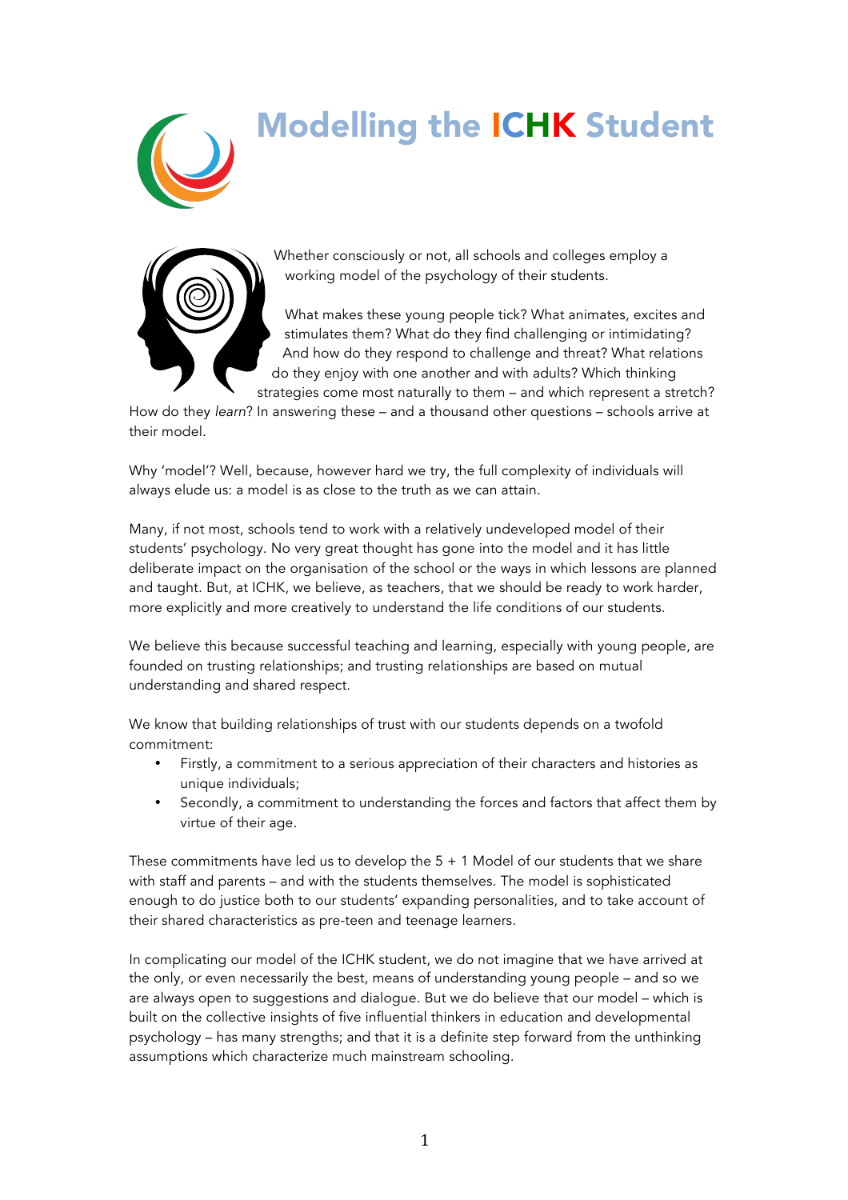# Modelling the ICHK Student

Whether consciously or not, all schools and colleges employ a working model of the psychology of their students.

What makes these young people tick? What animates, excites and stimulates them? What do they find challenging or intimidating? And how do they respond to challenge and threat? What relations do they enjoy with one another and with adults? Which thinking strategies come most naturally to them – and which represent a stretch? How do they *learn*? In answering these – and a thousand other questions – schools arrive at their model.

Why 'model'? Well, because, however hard we try, the full complexity of individuals will always elude us: a model is as close to the truth as we can attain.

Many, if not most, schools tend to work with a relatively undeveloped model of their students' psychology. No very great thought has gone into the model and it has little deliberate impact on the organisation of the school or the ways in which lessons are planned and taught. But, at ICHK, we believe, as teachers, that we should be ready to work harder, more explicitly and more creatively to understand the life conditions of our students.

We believe this because successful teaching and learning, especially with young people, are founded on trusting relationships; and trusting relationships are based on mutual understanding and shared respect.

We know that building relationships of trust with our students depends on a twofold commitment:

- Firstly, a commitment to a serious appreciation of their characters and histories as unique individuals;
- Secondly, a commitment to understanding the forces and factors that affect them by virtue of their age.

These commitments have led us to develop the 5 + 1 Model of our students that we share with staff and parents – and with the students themselves. The model is sophisticated enough to do justice both to our students' expanding personalities, and to take account of their shared characteristics as pre-teen and teenage learners.

In complicating our model of the ICHK student, we do not imagine that we have arrived at the only, or even necessarily the best, means of understanding young people – and so we are always open to suggestions and dialogue. But we do believe that our model – which is built on the collective insights of five influential thinkers in education and developmental psychology – has many strengths; and that it is a definite step forward from the unthinking assumptions which characterize much mainstream schooling.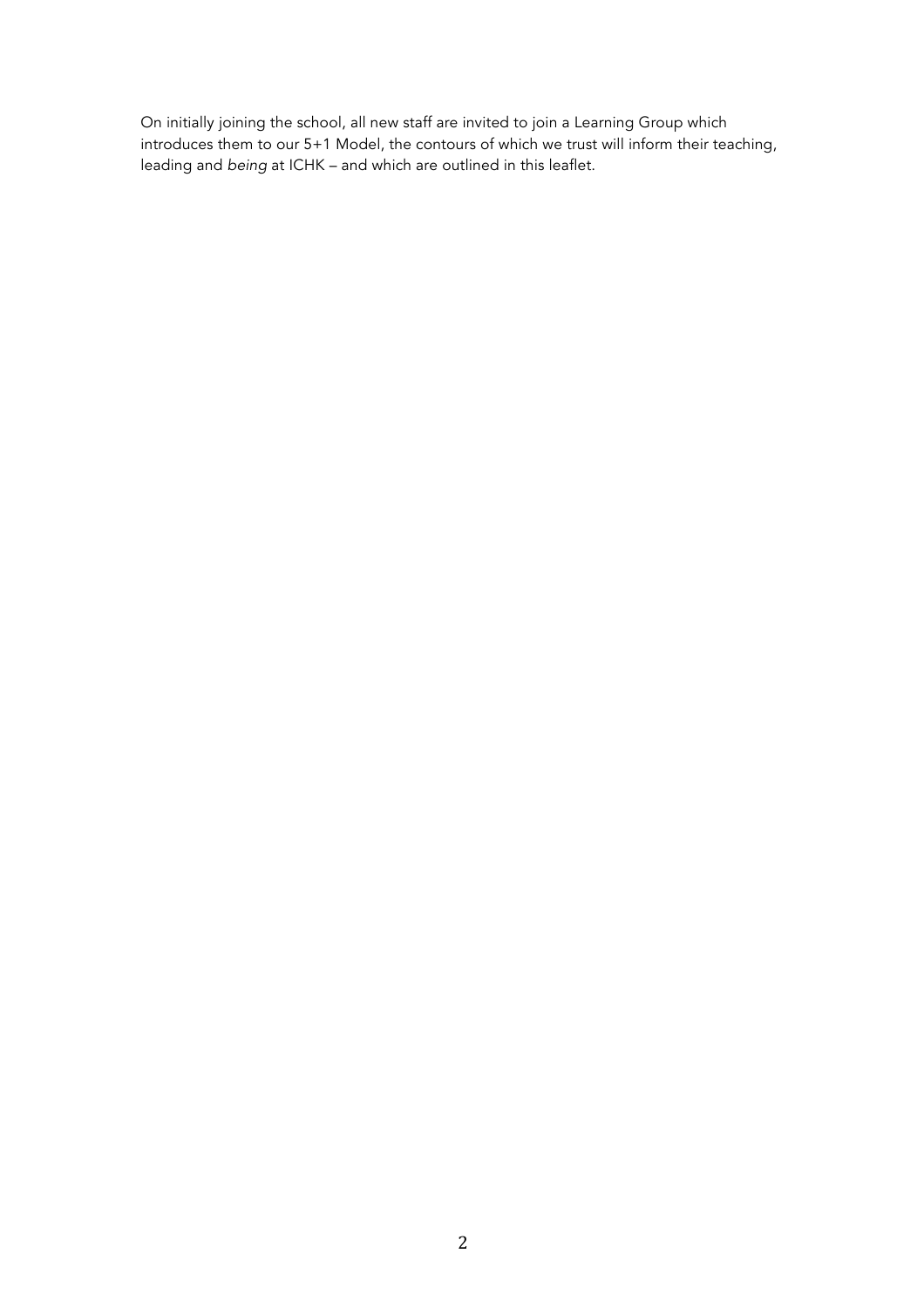On initially joining the school, all new staff are invited to join a Learning Group which introduces them to our 5+1 Model, the contours of which we trust will inform their teaching, leading and *being* at ICHK – and which are outlined in this leaflet.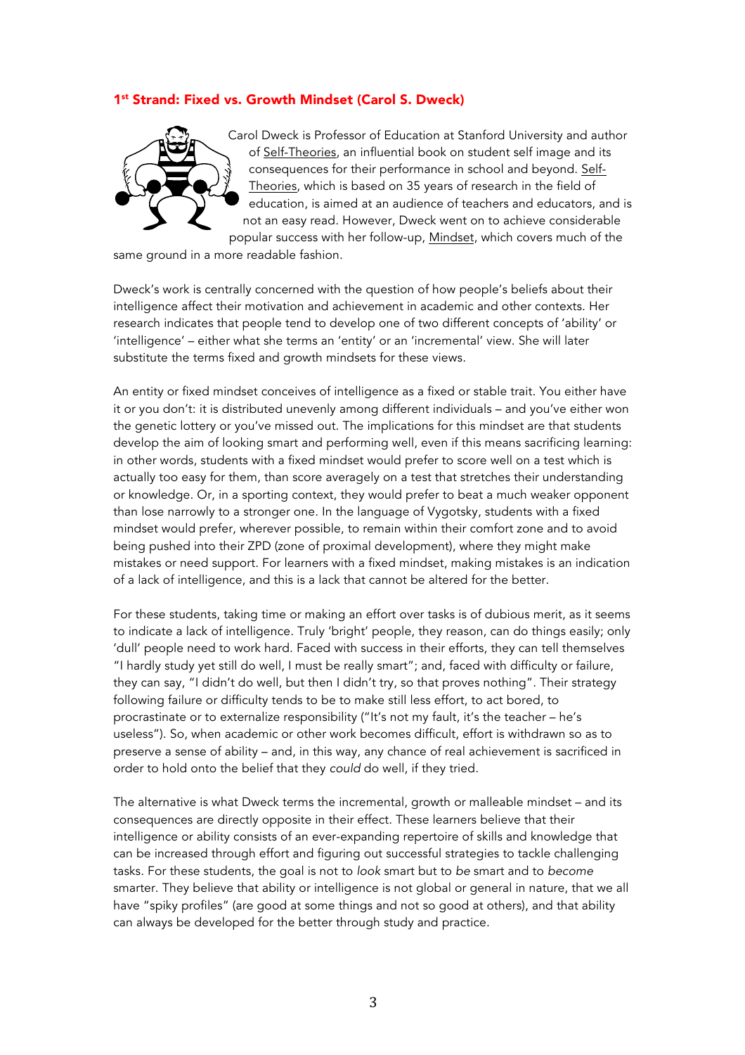## 1st Strand: Fixed vs. Growth Mindset (Carol S. Dweck)

Carol Dweck is Professor of Education at Stanford University and author of Self-Theories, an influential book on student self image and its consequences for their performance in school and beyond. Self-Theories, which is based on 35 years of research in the field of education, is aimed at an audience of teachers and educators, and is not an easy read. However, Dweck went on to achieve considerable popular success with her follow-up, Mindset, which covers much of the same ground in a more readable fashion.

Dweck's work is centrally concerned with the question of how people's beliefs about their intelligence affect their motivation and achievement in academic and other contexts. Her research indicates that people tend to develop one of two different concepts of 'ability' or 'intelligence' – either what she terms an 'entity' or an 'incremental' view. She will later substitute the terms fixed and growth mindsets for these views.

An entity or fixed mindset conceives of intelligence as a fixed or stable trait. You either have it or you don't: it is distributed unevenly among different individuals – and you've either won the genetic lottery or you've missed out. The implications for this mindset are that students develop the aim of looking smart and performing well, even if this means sacrificing learning: in other words, students with a fixed mindset would prefer to score well on a test which is actually too easy for them, than score averagely on a test that stretches their understanding or knowledge. Or, in a sporting context, they would prefer to beat a much weaker opponent than lose narrowly to a stronger one. In the language of Vygotsky, students with a fixed mindset would prefer, wherever possible, to remain within their comfort zone and to avoid being pushed into their ZPD (zone of proximal development), where they might make mistakes or need support. For learners with a fixed mindset, making mistakes is an indication of a lack of intelligence, and this is a lack that cannot be altered for the better.

For these students, taking time or making an effort over tasks is of dubious merit, as it seems to indicate a lack of intelligence. Truly 'bright' people, they reason, can do things easily; only 'dull' people need to work hard. Faced with success in their efforts, they can tell themselves "I hardly study yet still do well, I must be really smart"; and, faced with difficulty or failure, they can say, "I didn't do well, but then I didn't try, so that proves nothing". Their strategy following failure or difficulty tends to be to make still less effort, to act bored, to procrastinate or to externalize responsibility ("It's not my fault, it's the teacher – he's useless"). So, when academic or other work becomes difficult, effort is withdrawn so as to preserve a sense of ability – and, in this way, any chance of real achievement is sacrificed in order to hold onto the belief that they *could* do well, if they tried.

The alternative is what Dweck terms the incremental, growth or malleable mindset – and its consequences are directly opposite in their effect. These learners believe that their intelligence or ability consists of an ever-expanding repertoire of skills and knowledge that can be increased through effort and figuring out successful strategies to tackle challenging tasks. For these students, the goal is not to *look* smart but to *be* smart and to *become* smarter. They believe that ability or intelligence is not global or general in nature, that we all have "spiky profiles" (are good at some things and not so good at others), and that ability can always be developed for the better through study and practice.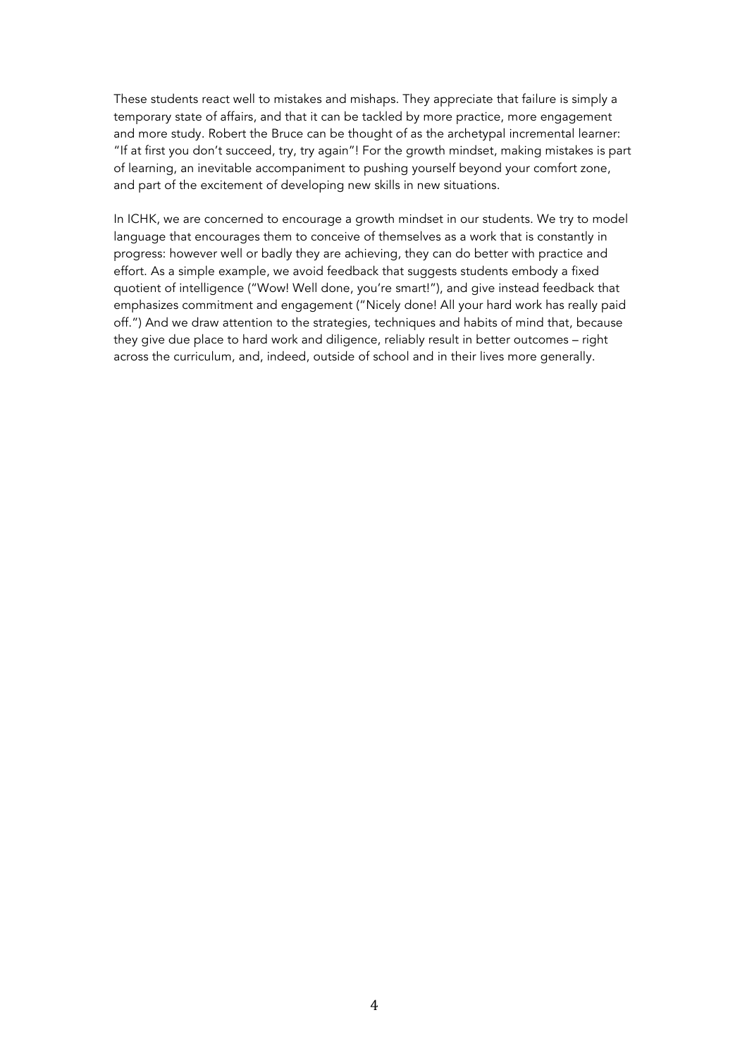These students react well to mistakes and mishaps. They appreciate that failure is simply a temporary state of affairs, and that it can be tackled by more practice, more engagement and more study. Robert the Bruce can be thought of as the archetypal incremental learner: "If at first you don't succeed, try, try again"! For the growth mindset, making mistakes is part of learning, an inevitable accompaniment to pushing yourself beyond your comfort zone, and part of the excitement of developing new skills in new situations.

In ICHK, we are concerned to encourage a growth mindset in our students. We try to model language that encourages them to conceive of themselves as a work that is constantly in progress: however well or badly they are achieving, they can do better with practice and effort. As a simple example, we avoid feedback that suggests students embody a fixed quotient of intelligence ("Wow! Well done, you're smart!"), and give instead feedback that emphasizes commitment and engagement ("Nicely done! All your hard work has really paid off.") And we draw attention to the strategies, techniques and habits of mind that, because they give due place to hard work and diligence, reliably result in better outcomes – right across the curriculum, and, indeed, outside of school and in their lives more generally.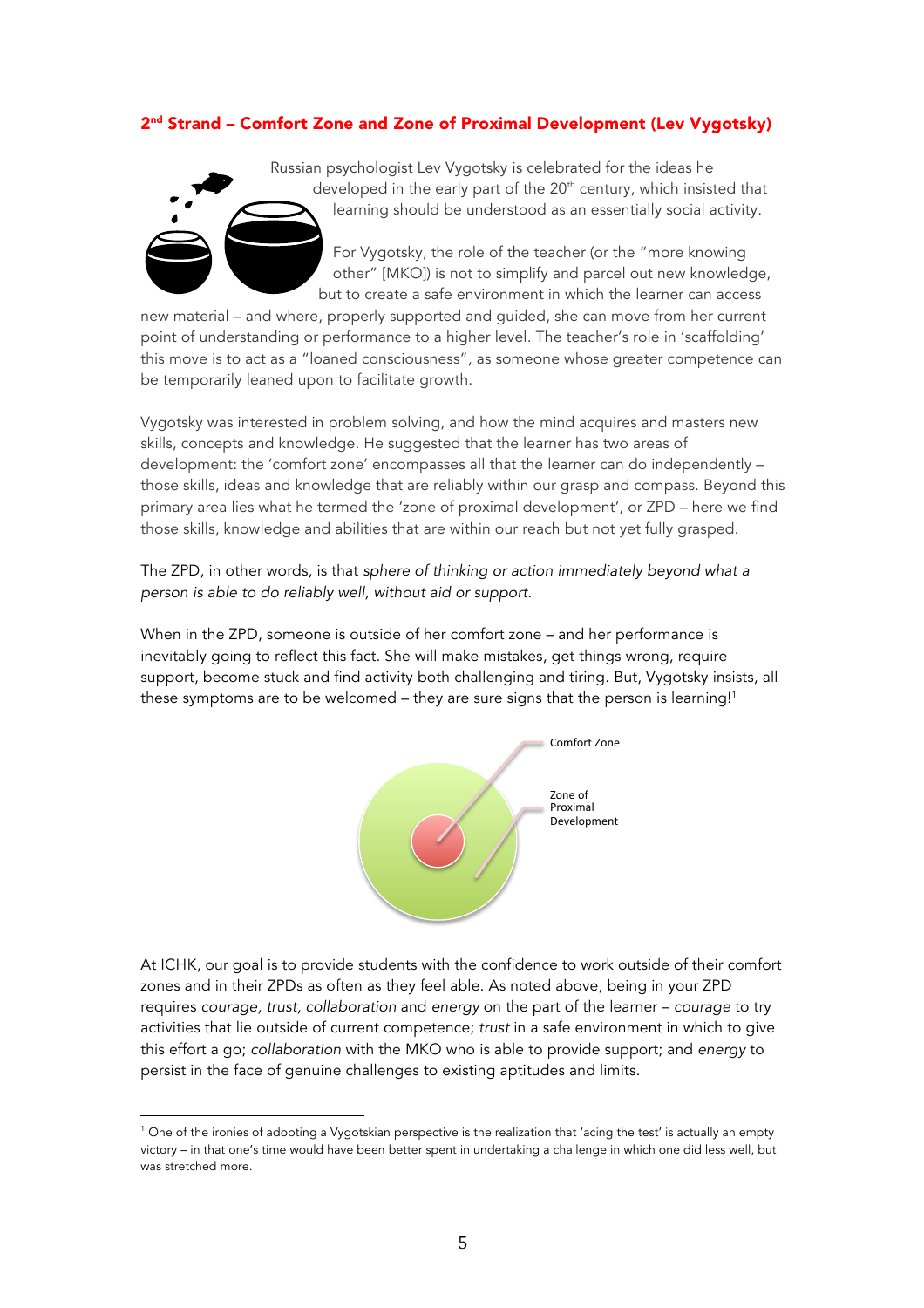## 2nd Strand – Comfort Zone and Zone of Proximal Development (Lev Vygotsky)

Russian psychologist Lev Vygotsky is celebrated for the ideas he developed in the early part of the 20th century, which insisted that learning should be understood as an essentially social activity.

For Vygotsky, the role of the teacher (or the "more knowing other" [MKO]) is not to simplify and parcel out new knowledge, but to create a safe environment in which the learner can access new material – and where, properly supported and guided, she can move from her current point of understanding or performance to a higher level. The teacher's role in 'scaffolding' this move is to act as a "loaned consciousness", as someone whose greater competence can be temporarily leaned upon to facilitate growth.

Vygotsky was interested in problem solving, and how the mind acquires and masters new skills, concepts and knowledge. He suggested that the learner has two areas of development: the 'comfort zone' encompasses all that the learner can do independently – those skills, ideas and knowledge that are reliably within our grasp and compass. Beyond this primary area lies what he termed the 'zone of proximal development', or ZPD – here we find those skills, knowledge and abilities that are within our reach but not yet fully grasped.

The ZPD, in other words, is that *sphere of thinking or action immediately beyond what a person is able to do reliably well, without aid or support.*

When in the ZPD, someone is outside of her comfort zone – and her performance is inevitably going to reflect this fact. She will make mistakes, get things wrong, require support, become stuck and find activity both challenging and tiring. But, Vygotsky insists, all these symptoms are to be welcomed – they are sure signs that the person is learning![1]

Comfort Zone

Zone of Proximal Development

At ICHK, our goal is to provide students with the confidence to work outside of their comfort zones and in their ZPDs as often as they feel able. As noted above, being in your ZPD requires *courage, trust, collaboration* and *energy* on the part of the learner – *courage* to try activities that lie outside of current competence; *trust* in a safe environment in which to give this effort a go; *collaboration* with the MKO who is able to provide support; and *energy* to persist in the face of genuine challenges to existing aptitudes and limits.

---

[1] One of the ironies of adopting a Vygotskian perspective is the realization that 'acing the test' is actually an empty victory – in that one's time would have been better spent in undertaking a challenge in which one did less well, but was stretched more.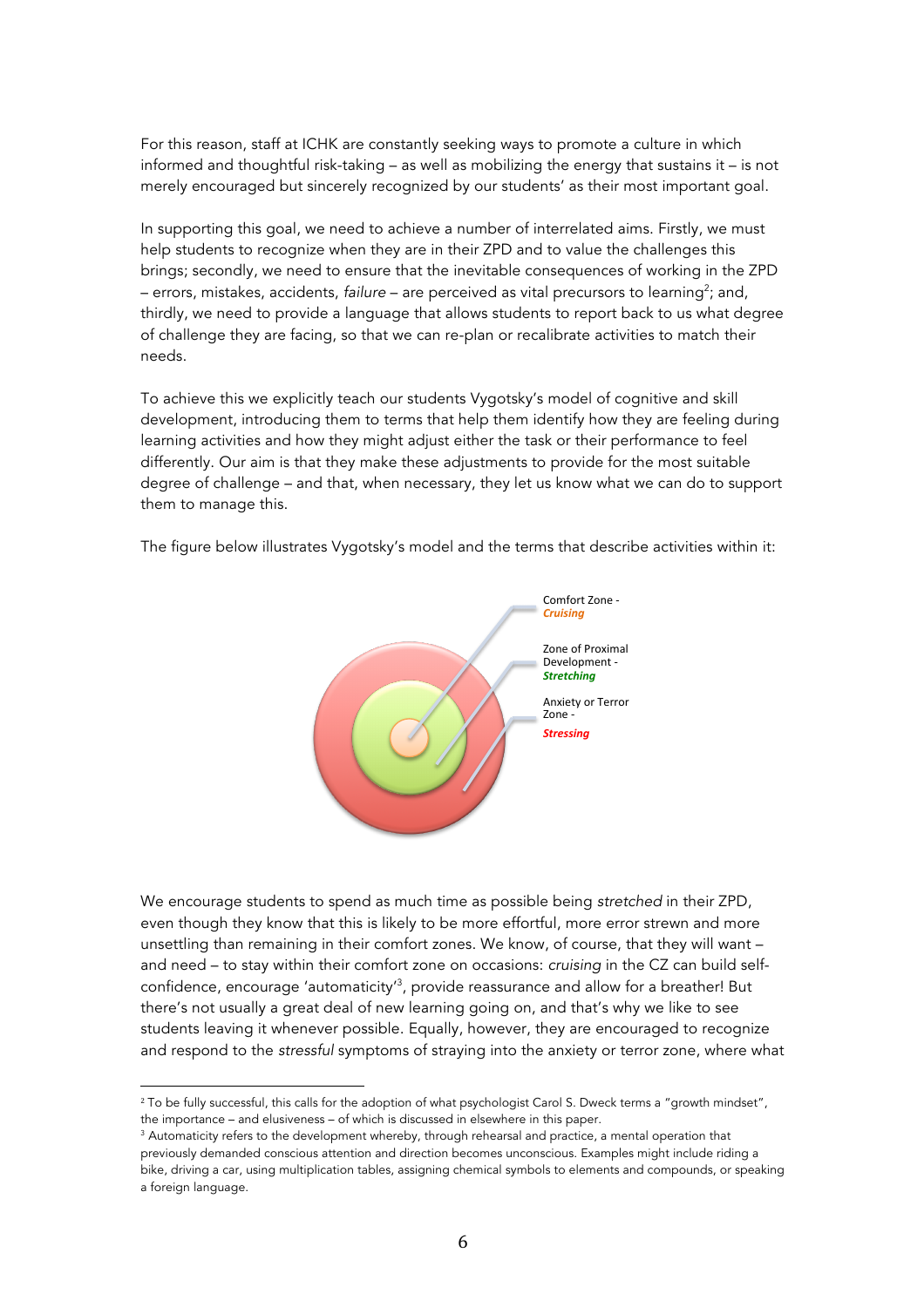For this reason, staff at ICHK are constantly seeking ways to promote a culture in which informed and thoughtful risk-taking – as well as mobilizing the energy that sustains it – is not merely encouraged but sincerely recognized by our students' as their most important goal.

In supporting this goal, we need to achieve a number of interrelated aims. Firstly, we must help students to recognize when they are in their ZPD and to value the challenges this brings; secondly, we need to ensure that the inevitable consequences of working in the ZPD – errors, mistakes, accidents, *failure* – are perceived as vital precursors to learning[2]; and, thirdly, we need to provide a language that allows students to report back to us what degree of challenge they are facing, so that we can re-plan or recalibrate activities to match their needs.

To achieve this we explicitly teach our students Vygotsky's model of cognitive and skill development, introducing them to terms that help them identify how they are feeling during learning activities and how they might adjust either the task or their performance to feel differently. Our aim is that they make these adjustments to provide for the most suitable degree of challenge – and that, when necessary, they let us know what we can do to support them to manage this.

The figure below illustrates Vygotsky's model and the terms that describe activities within it:

Comfort Zone - ***Cruising***

Zone of Proximal Development - ***Stretching***

Anxiety or Terror Zone - ***Stressing***

We encourage students to spend as much time as possible being *stretched* in their ZPD, even though they know that this is likely to be more effortful, more error strewn and more unsettling than remaining in their comfort zones. We know, of course, that they will want – and need – to stay within their comfort zone on occasions: *cruising* in the CZ can build self-confidence, encourage 'automaticity'[3], provide reassurance and allow for a breather! But there's not usually a great deal of new learning going on, and that's why we like to see students leaving it whenever possible. Equally, however, they are encouraged to recognize and respond to the *stressful* symptoms of straying into the anxiety or terror zone, where what

---

[2] To be fully successful, this calls for the adoption of what psychologist Carol S. Dweck terms a "growth mindset", the importance – and elusiveness – of which is discussed in elsewhere in this paper.

[3] Automaticity refers to the development whereby, through rehearsal and practice, a mental operation that previously demanded conscious attention and direction becomes unconscious. Examples might include riding a bike, driving a car, using multiplication tables, assigning chemical symbols to elements and compounds, or speaking a foreign language.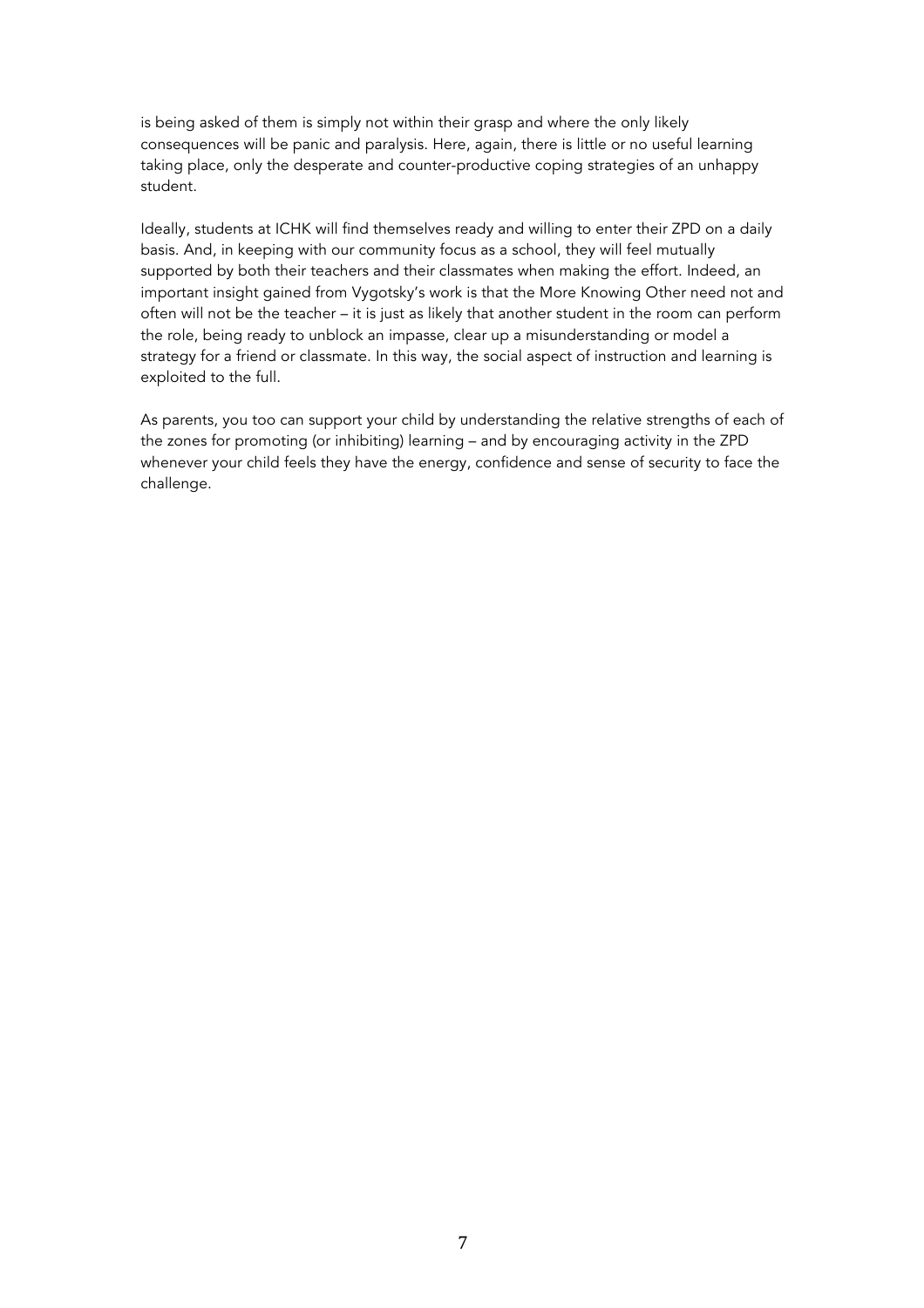is being asked of them is simply not within their grasp and where the only likely consequences will be panic and paralysis. Here, again, there is little or no useful learning taking place, only the desperate and counter-productive coping strategies of an unhappy student.

Ideally, students at ICHK will find themselves ready and willing to enter their ZPD on a daily basis. And, in keeping with our community focus as a school, they will feel mutually supported by both their teachers and their classmates when making the effort. Indeed, an important insight gained from Vygotsky's work is that the More Knowing Other need not and often will not be the teacher – it is just as likely that another student in the room can perform the role, being ready to unblock an impasse, clear up a misunderstanding or model a strategy for a friend or classmate. In this way, the social aspect of instruction and learning is exploited to the full.

As parents, you too can support your child by understanding the relative strengths of each of the zones for promoting (or inhibiting) learning – and by encouraging activity in the ZPD whenever your child feels they have the energy, confidence and sense of security to face the challenge.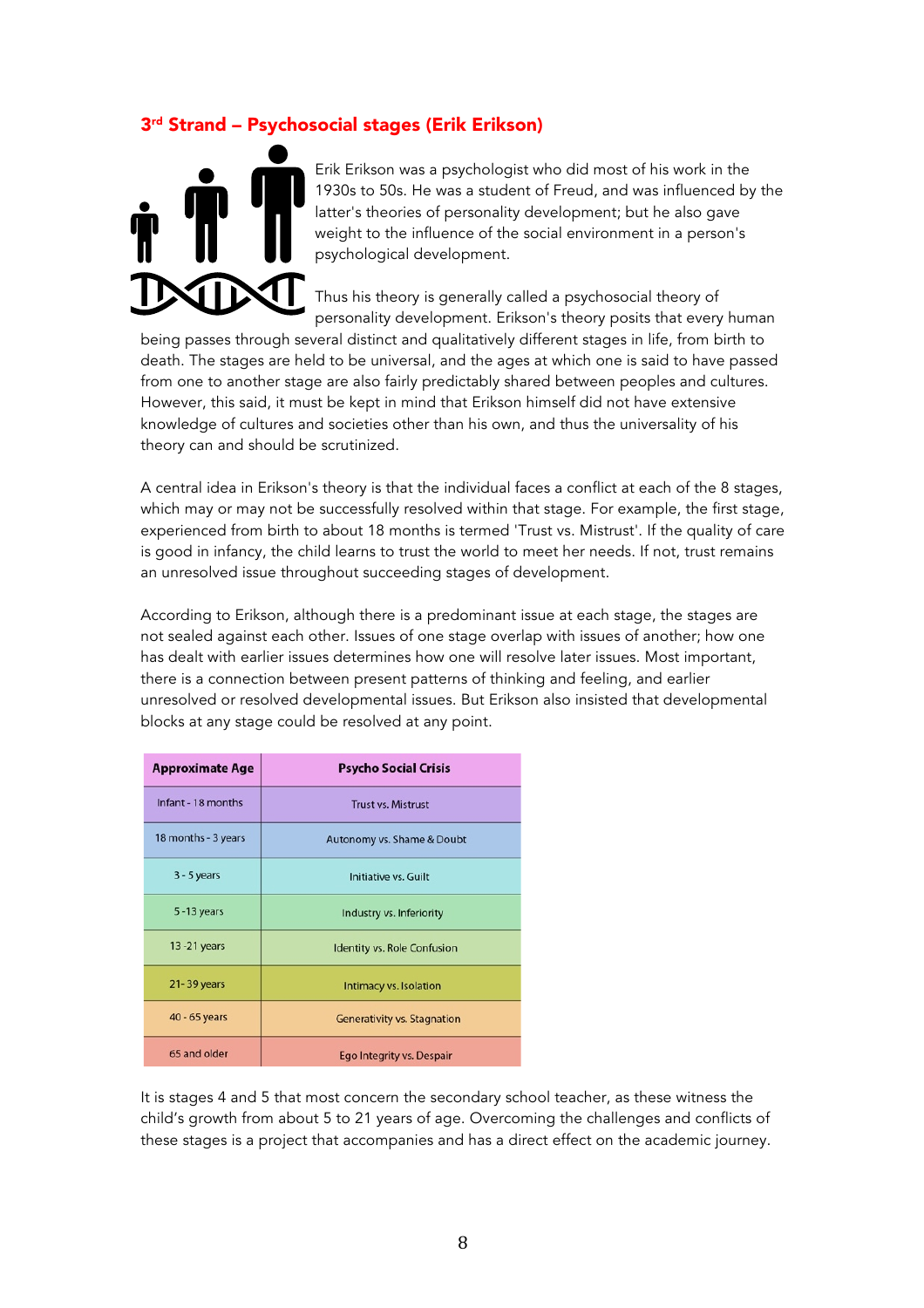## 3rd Strand – Psychosocial stages (Erik Erikson)

Erik Erikson was a psychologist who did most of his work in the 1930s to 50s. He was a student of Freud, and was influenced by the latter's theories of personality development; but he also gave weight to the influence of the social environment in a person's psychological development.

Thus his theory is generally called a psychosocial theory of personality development. Erikson's theory posits that every human being passes through several distinct and qualitatively different stages in life, from birth to death. The stages are held to be universal, and the ages at which one is said to have passed from one to another stage are also fairly predictably shared between peoples and cultures. However, this said, it must be kept in mind that Erikson himself did not have extensive knowledge of cultures and societies other than his own, and thus the universality of his theory can and should be scrutinized.

A central idea in Erikson's theory is that the individual faces a conflict at each of the 8 stages, which may or may not be successfully resolved within that stage. For example, the first stage, experienced from birth to about 18 months is termed 'Trust vs. Mistrust'. If the quality of care is good in infancy, the child learns to trust the world to meet her needs. If not, trust remains an unresolved issue throughout succeeding stages of development.

According to Erikson, although there is a predominant issue at each stage, the stages are not sealed against each other. Issues of one stage overlap with issues of another; how one has dealt with earlier issues determines how one will resolve later issues. Most important, there is a connection between present patterns of thinking and feeling, and earlier unresolved or resolved developmental issues. But Erikson also insisted that developmental blocks at any stage could be resolved at any point.

| Approximate Age | Psycho Social Crisis |
|---|---|
| Infant - 18 months | Trust vs. Mistrust |
| 18 months - 3 years | Autonomy vs. Shame & Doubt |
| 3 - 5 years | Initiative vs. Guilt |
| 5 -13 years | Industry vs. Inferiority |
| 13 -21 years | Identity vs. Role Confusion |
| 21- 39 years | Intimacy vs. Isolation |
| 40 - 65 years | Generativity vs. Stagnation |
| 65 and older | Ego Integrity vs. Despair |

It is stages 4 and 5 that most concern the secondary school teacher, as these witness the child's growth from about 5 to 21 years of age. Overcoming the challenges and conflicts of these stages is a project that accompanies and has a direct effect on the academic journey.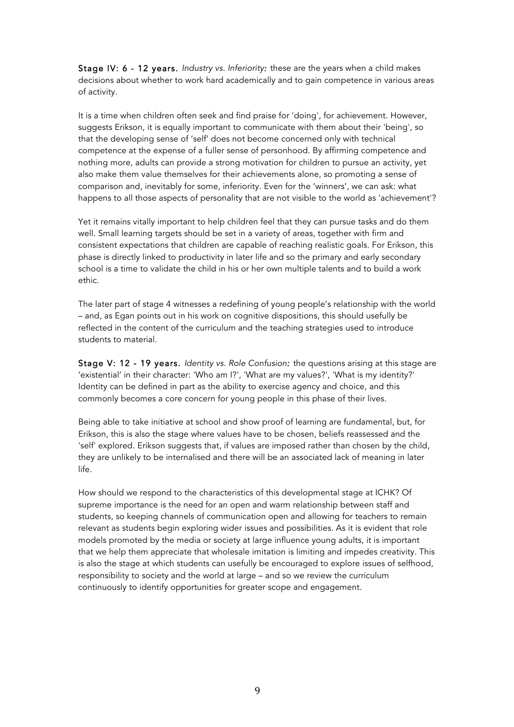**Stage IV: 6 - 12 years.** *Industry vs. Inferiority:* these are the years when a child makes decisions about whether to work hard academically and to gain competence in various areas of activity.

It is a time when children often seek and find praise for 'doing', for achievement. However, suggests Erikson, it is equally important to communicate with them about their 'being', so that the developing sense of 'self' does not become concerned only with technical competence at the expense of a fuller sense of personhood. By affirming competence and nothing more, adults can provide a strong motivation for children to pursue an activity, yet also make them value themselves for their achievements alone, so promoting a sense of comparison and, inevitably for some, inferiority. Even for the 'winners', we can ask: what happens to all those aspects of personality that are not visible to the world as 'achievement'?

Yet it remains vitally important to help children feel that they can pursue tasks and do them well. Small learning targets should be set in a variety of areas, together with firm and consistent expectations that children are capable of reaching realistic goals. For Erikson, this phase is directly linked to productivity in later life and so the primary and early secondary school is a time to validate the child in his or her own multiple talents and to build a work ethic.

The later part of stage 4 witnesses a redefining of young people's relationship with the world – and, as Egan points out in his work on cognitive dispositions, this should usefully be reflected in the content of the curriculum and the teaching strategies used to introduce students to material.

**Stage V: 12 - 19 years.** *Identity vs. Role Confusion:* the questions arising at this stage are 'existential' in their character: 'Who am I?', 'What are my values?', 'What is my identity?' Identity can be defined in part as the ability to exercise agency and choice, and this commonly becomes a core concern for young people in this phase of their lives.

Being able to take initiative at school and show proof of learning are fundamental, but, for Erikson, this is also the stage where values have to be chosen, beliefs reassessed and the 'self' explored. Erikson suggests that, if values are imposed rather than chosen by the child, they are unlikely to be internalised and there will be an associated lack of meaning in later life.

How should we respond to the characteristics of this developmental stage at ICHK? Of supreme importance is the need for an open and warm relationship between staff and students, so keeping channels of communication open and allowing for teachers to remain relevant as students begin exploring wider issues and possibilities. As it is evident that role models promoted by the media or society at large influence young adults, it is important that we help them appreciate that wholesale imitation is limiting and impedes creativity. This is also the stage at which students can usefully be encouraged to explore issues of selfhood, responsibility to society and the world at large – and so we review the curriculum continuously to identify opportunities for greater scope and engagement.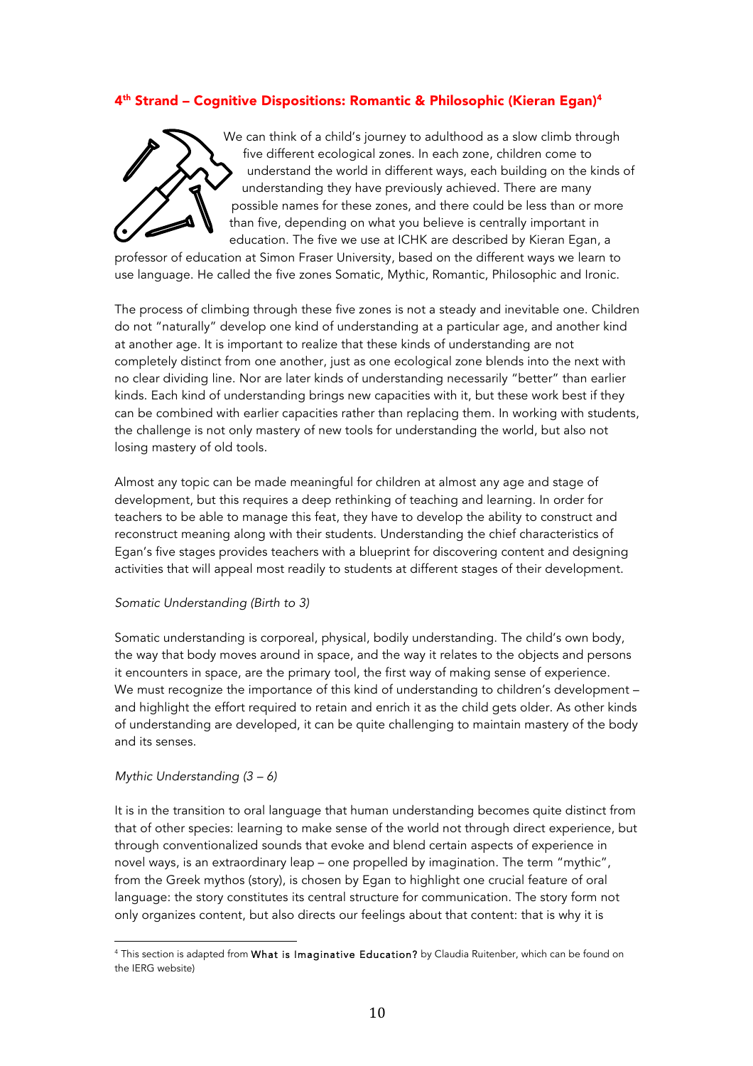## 4th Strand – Cognitive Dispositions: Romantic & Philosophic (Kieran Egan)[4]

We can think of a child's journey to adulthood as a slow climb through five different ecological zones. In each zone, children come to understand the world in different ways, each building on the kinds of understanding they have previously achieved. There are many possible names for these zones, and there could be less than or more than five, depending on what you believe is centrally important in education. The five we use at ICHK are described by Kieran Egan, a professor of education at Simon Fraser University, based on the different ways we learn to use language. He called the five zones Somatic, Mythic, Romantic, Philosophic and Ironic.

The process of climbing through these five zones is not a steady and inevitable one. Children do not "naturally" develop one kind of understanding at a particular age, and another kind at another age. It is important to realize that these kinds of understanding are not completely distinct from one another, just as one ecological zone blends into the next with no clear dividing line. Nor are later kinds of understanding necessarily "better" than earlier kinds. Each kind of understanding brings new capacities with it, but these work best if they can be combined with earlier capacities rather than replacing them. In working with students, the challenge is not only mastery of new tools for understanding the world, but also not losing mastery of old tools.

Almost any topic can be made meaningful for children at almost any age and stage of development, but this requires a deep rethinking of teaching and learning. In order for teachers to be able to manage this feat, they have to develop the ability to construct and reconstruct meaning along with their students. Understanding the chief characteristics of Egan's five stages provides teachers with a blueprint for discovering content and designing activities that will appeal most readily to students at different stages of their development.

*Somatic Understanding (Birth to 3)*

Somatic understanding is corporeal, physical, bodily understanding. The child's own body, the way that body moves around in space, and the way it relates to the objects and persons it encounters in space, are the primary tool, the first way of making sense of experience. We must recognize the importance of this kind of understanding to children's development – and highlight the effort required to retain and enrich it as the child gets older. As other kinds of understanding are developed, it can be quite challenging to maintain mastery of the body and its senses.

*Mythic Understanding (3 – 6)*

It is in the transition to oral language that human understanding becomes quite distinct from that of other species: learning to make sense of the world not through direct experience, but through conventionalized sounds that evoke and blend certain aspects of experience in novel ways, is an extraordinary leap – one propelled by imagination. The term "mythic", from the Greek mythos (story), is chosen by Egan to highlight one crucial feature of oral language: the story constitutes its central structure for communication. The story form not only organizes content, but also directs our feelings about that content: that is why it is

---

[4] This section is adapted from **What is Imaginative Education?** by Claudia Ruitenber, which can be found on the IERG website)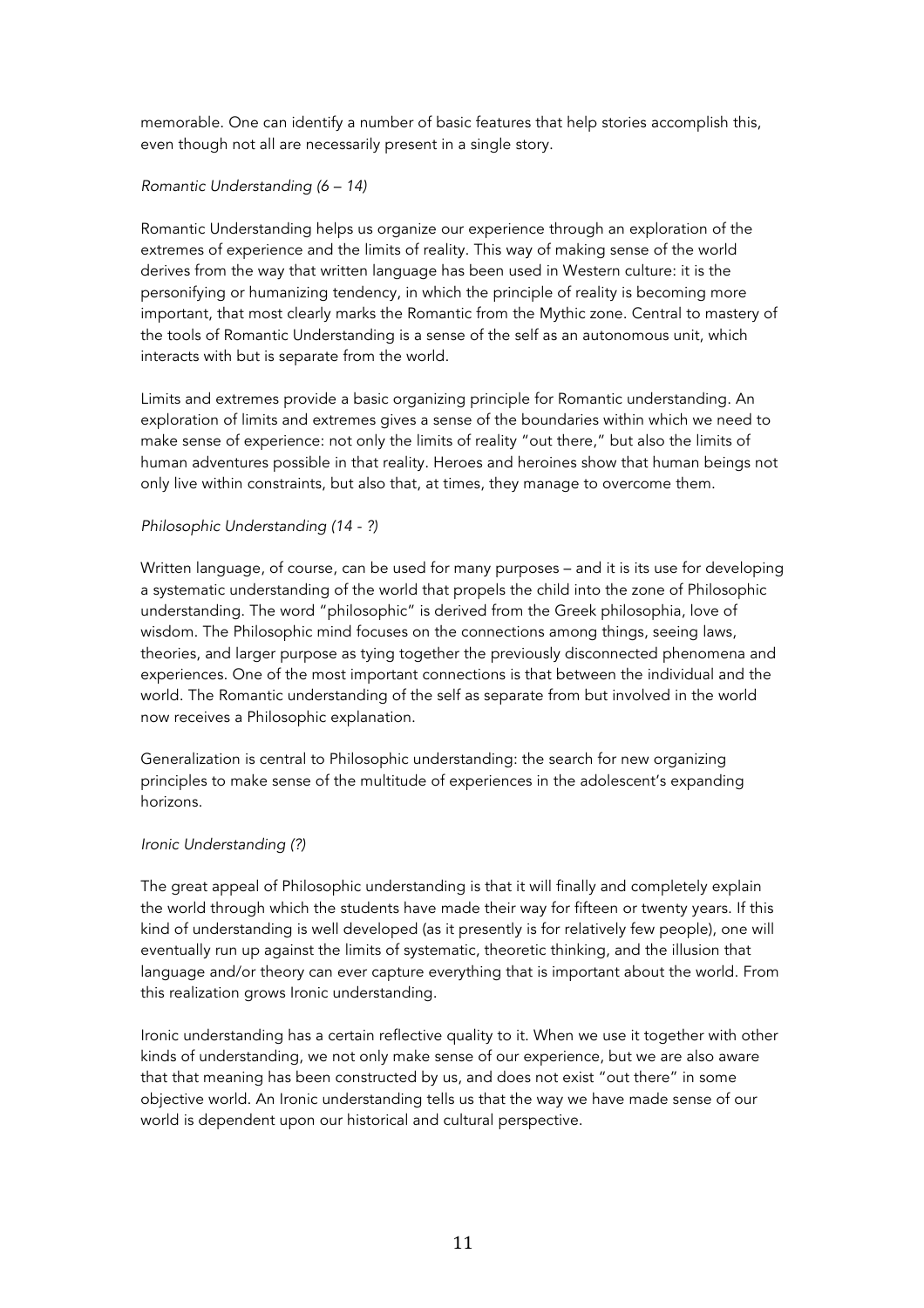memorable. One can identify a number of basic features that help stories accomplish this, even though not all are necessarily present in a single story.

*Romantic Understanding (6 – 14)*

Romantic Understanding helps us organize our experience through an exploration of the extremes of experience and the limits of reality. This way of making sense of the world derives from the way that written language has been used in Western culture: it is the personifying or humanizing tendency, in which the principle of reality is becoming more important, that most clearly marks the Romantic from the Mythic zone. Central to mastery of the tools of Romantic Understanding is a sense of the self as an autonomous unit, which interacts with but is separate from the world.

Limits and extremes provide a basic organizing principle for Romantic understanding. An exploration of limits and extremes gives a sense of the boundaries within which we need to make sense of experience: not only the limits of reality "out there," but also the limits of human adventures possible in that reality. Heroes and heroines show that human beings not only live within constraints, but also that, at times, they manage to overcome them.

*Philosophic Understanding (14 - ?)*

Written language, of course, can be used for many purposes – and it is its use for developing a systematic understanding of the world that propels the child into the zone of Philosophic understanding. The word "philosophic" is derived from the Greek philosophia, love of wisdom. The Philosophic mind focuses on the connections among things, seeing laws, theories, and larger purpose as tying together the previously disconnected phenomena and experiences. One of the most important connections is that between the individual and the world. The Romantic understanding of the self as separate from but involved in the world now receives a Philosophic explanation.

Generalization is central to Philosophic understanding: the search for new organizing principles to make sense of the multitude of experiences in the adolescent's expanding horizons.

*Ironic Understanding (?)*

The great appeal of Philosophic understanding is that it will finally and completely explain the world through which the students have made their way for fifteen or twenty years. If this kind of understanding is well developed (as it presently is for relatively few people), one will eventually run up against the limits of systematic, theoretic thinking, and the illusion that language and/or theory can ever capture everything that is important about the world. From this realization grows Ironic understanding.

Ironic understanding has a certain reflective quality to it. When we use it together with other kinds of understanding, we not only make sense of our experience, but we are also aware that that meaning has been constructed by us, and does not exist "out there" in some objective world. An Ironic understanding tells us that the way we have made sense of our world is dependent upon our historical and cultural perspective.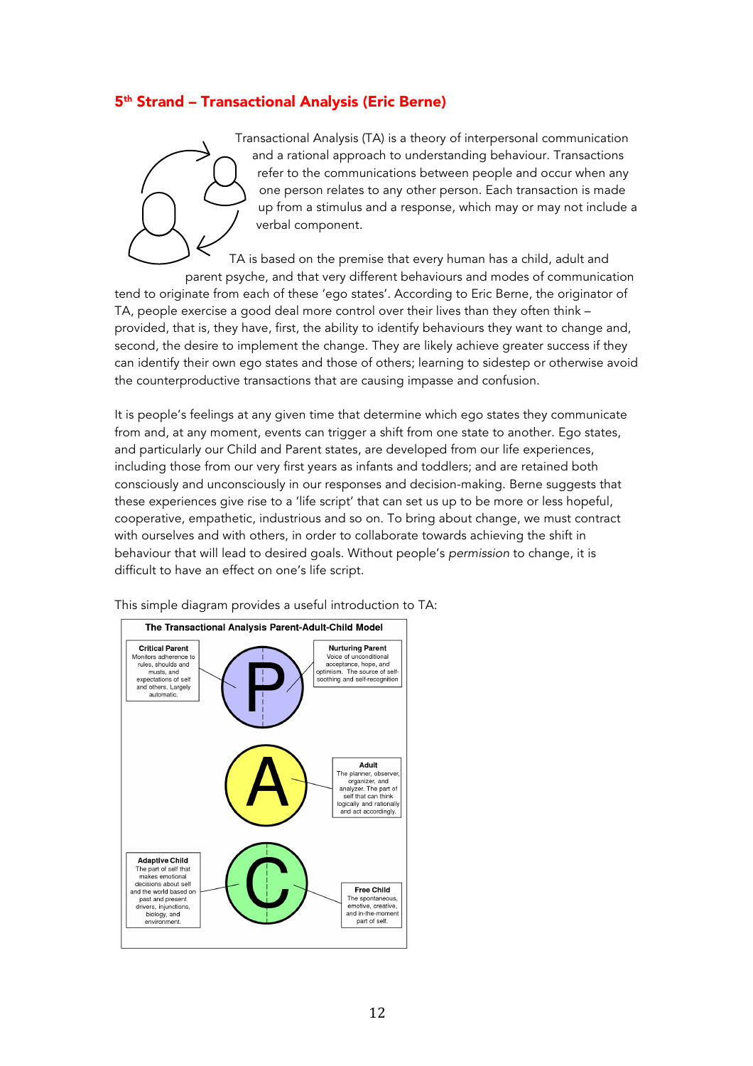## 5th Strand – Transactional Analysis (Eric Berne)

Transactional Analysis (TA) is a theory of interpersonal communication and a rational approach to understanding behaviour. Transactions refer to the communications between people and occur when any one person relates to any other person. Each transaction is made up from a stimulus and a response, which may or may not include a verbal component.

TA is based on the premise that every human has a child, adult and parent psyche, and that very different behaviours and modes of communication tend to originate from each of these 'ego states'. According to Eric Berne, the originator of TA, people exercise a good deal more control over their lives than they often think – provided, that is, they have, first, the ability to identify behaviours they want to change and, second, the desire to implement the change. They are likely achieve greater success if they can identify their own ego states and those of others; learning to sidestep or otherwise avoid the counterproductive transactions that are causing impasse and confusion.

It is people's feelings at any given time that determine which ego states they communicate from and, at any moment, events can trigger a shift from one state to another. Ego states, and particularly our Child and Parent states, are developed from our life experiences, including those from our very first years as infants and toddlers; and are retained both consciously and unconsciously in our responses and decision-making. Berne suggests that these experiences give rise to a 'life script' that can set us up to be more or less hopeful, cooperative, empathetic, industrious and so on. To bring about change, we must contract with ourselves and with others, in order to collaborate towards achieving the shift in behaviour that will lead to desired goals. Without people's *permission* to change, it is difficult to have an effect on one's life script.

This simple diagram provides a useful introduction to TA:

**The Transactional Analysis Parent-Adult-Child Model**

P

**Critical Parent**
Monitors adherence to rules, shoulds and musts, and expectations of self and others. Largely automatic.

**Nurturing Parent**
Voice of unconditional acceptance, hope, and optimism. The source of self-soothing and self-recognition

A

**Adult**
The planner, observer, organizer, and analyzer. The part of self that can think logically and rationally and act accordingly.

C

**Adaptive Child**
The part of self that makes emotional decisions about self and the world based on past and present drivers, injunctions, biology, and environment.

**Free Child**
The spontaneous, emotive, creative, and in-the-moment part of self.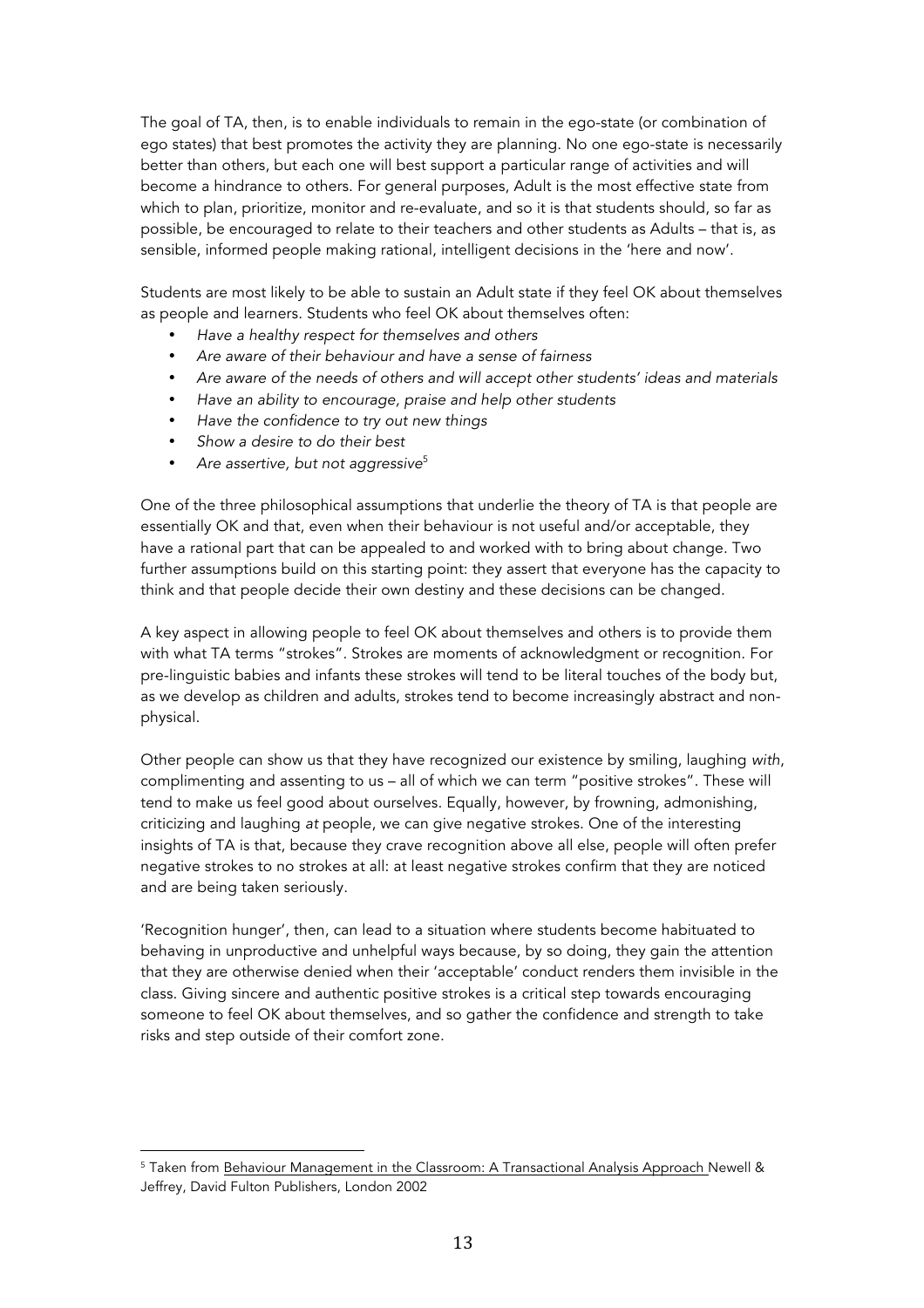The goal of TA, then, is to enable individuals to remain in the ego-state (or combination of ego states) that best promotes the activity they are planning. No one ego-state is necessarily better than others, but each one will best support a particular range of activities and will become a hindrance to others. For general purposes, Adult is the most effective state from which to plan, prioritize, monitor and re-evaluate, and so it is that students should, so far as possible, be encouraged to relate to their teachers and other students as Adults – that is, as sensible, informed people making rational, intelligent decisions in the 'here and now'.

Students are most likely to be able to sustain an Adult state if they feel OK about themselves as people and learners. Students who feel OK about themselves often:

- *Have a healthy respect for themselves and others*
- *Are aware of their behaviour and have a sense of fairness*
- *Are aware of the needs of others and will accept other students' ideas and materials*
- *Have an ability to encourage, praise and help other students*
- *Have the confidence to try out new things*
- *Show a desire to do their best*
- *Are assertive, but not aggressive*[5]

One of the three philosophical assumptions that underlie the theory of TA is that people are essentially OK and that, even when their behaviour is not useful and/or acceptable, they have a rational part that can be appealed to and worked with to bring about change. Two further assumptions build on this starting point: they assert that everyone has the capacity to think and that people decide their own destiny and these decisions can be changed.

A key aspect in allowing people to feel OK about themselves and others is to provide them with what TA terms "strokes". Strokes are moments of acknowledgment or recognition. For pre-linguistic babies and infants these strokes will tend to be literal touches of the body but, as we develop as children and adults, strokes tend to become increasingly abstract and non-physical.

Other people can show us that they have recognized our existence by smiling, laughing *with*, complimenting and assenting to us – all of which we can term "positive strokes". These will tend to make us feel good about ourselves. Equally, however, by frowning, admonishing, criticizing and laughing *at* people, we can give negative strokes. One of the interesting insights of TA is that, because they crave recognition above all else, people will often prefer negative strokes to no strokes at all: at least negative strokes confirm that they are noticed and are being taken seriously.

'Recognition hunger', then, can lead to a situation where students become habituated to behaving in unproductive and unhelpful ways because, by so doing, they gain the attention that they are otherwise denied when their 'acceptable' conduct renders them invisible in the class. Giving sincere and authentic positive strokes is a critical step towards encouraging someone to feel OK about themselves, and so gather the confidence and strength to take risks and step outside of their comfort zone.

---

[5] Taken from Behaviour Management in the Classroom: A Transactional Analysis Approach Newell & Jeffrey, David Fulton Publishers, London 2002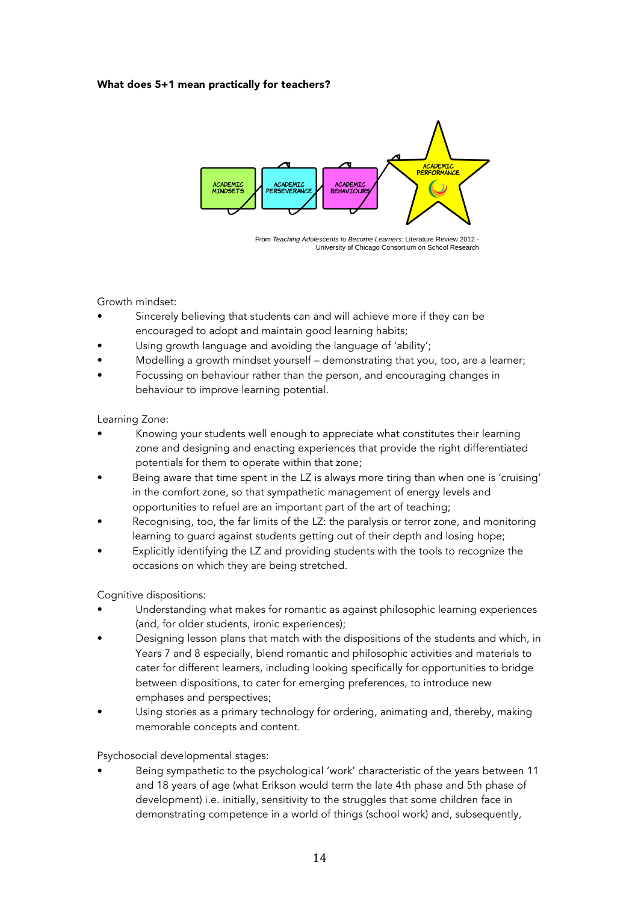**What does 5+1 mean practically for teachers?**

ACADEMIC MINDSETS → ACADEMIC PERSEVERANCE → ACADEMIC BEHAVIOURS → ACADEMIC PERFORMANCE

From *Teaching Adolescents to Become Learners*: Literature Review 2012 - University of Chicago Consortium on School Research

Growth mindset:

- Sincerely believing that students can and will achieve more if they can be encouraged to adopt and maintain good learning habits;
- Using growth language and avoiding the language of 'ability';
- Modelling a growth mindset yourself – demonstrating that you, too, are a learner;
- Focussing on behaviour rather than the person, and encouraging changes in behaviour to improve learning potential.

Learning Zone:

- Knowing your students well enough to appreciate what constitutes their learning zone and designing and enacting experiences that provide the right differentiated potentials for them to operate within that zone;
- Being aware that time spent in the LZ is always more tiring than when one is 'cruising' in the comfort zone, so that sympathetic management of energy levels and opportunities to refuel are an important part of the art of teaching;
- Recognising, too, the far limits of the LZ: the paralysis or terror zone, and monitoring learning to guard against students getting out of their depth and losing hope;
- Explicitly identifying the LZ and providing students with the tools to recognize the occasions on which they are being stretched.

Cognitive dispositions:

- Understanding what makes for romantic as against philosophic learning experiences (and, for older students, ironic experiences);
- Designing lesson plans that match with the dispositions of the students and which, in Years 7 and 8 especially, blend romantic and philosophic activities and materials to cater for different learners, including looking specifically for opportunities to bridge between dispositions, to cater for emerging preferences, to introduce new emphases and perspectives;
- Using stories as a primary technology for ordering, animating and, thereby, making memorable concepts and content.

Psychosocial developmental stages:

- Being sympathetic to the psychological 'work' characteristic of the years between 11 and 18 years of age (what Erikson would term the late 4th phase and 5th phase of development) i.e. initially, sensitivity to the struggles that some children face in demonstrating competence in a world of things (school work) and, subsequently,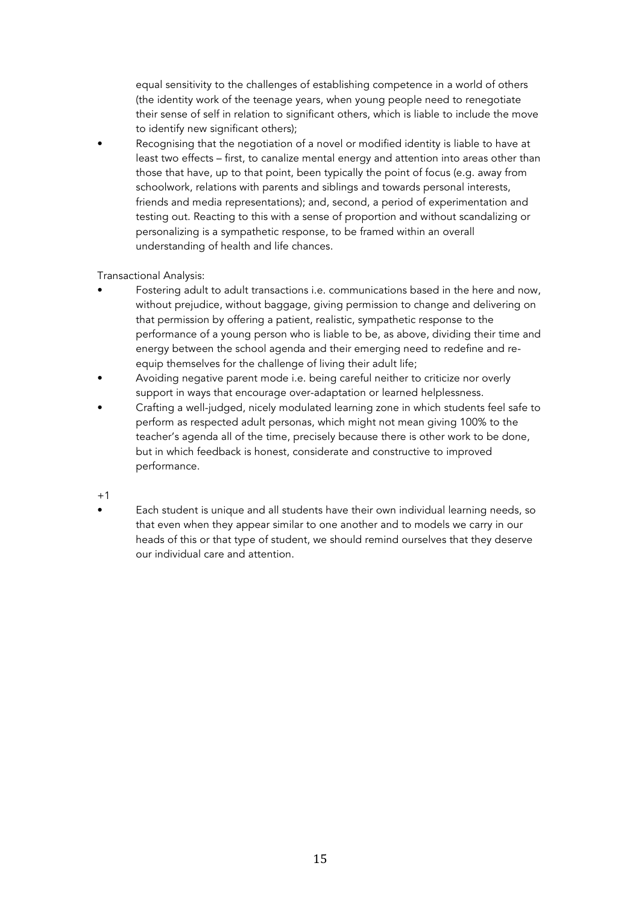equal sensitivity to the challenges of establishing competence in a world of others (the identity work of the teenage years, when young people need to renegotiate their sense of self in relation to significant others, which is liable to include the move to identify new significant others);

- Recognising that the negotiation of a novel or modified identity is liable to have at least two effects – first, to canalize mental energy and attention into areas other than those that have, up to that point, been typically the point of focus (e.g. away from schoolwork, relations with parents and siblings and towards personal interests, friends and media representations); and, second, a period of experimentation and testing out. Reacting to this with a sense of proportion and without scandalizing or personalizing is a sympathetic response, to be framed within an overall understanding of health and life chances.

Transactional Analysis:

- Fostering adult to adult transactions i.e. communications based in the here and now, without prejudice, without baggage, giving permission to change and delivering on that permission by offering a patient, realistic, sympathetic response to the performance of a young person who is liable to be, as above, dividing their time and energy between the school agenda and their emerging need to redefine and re-equip themselves for the challenge of living their adult life;
- Avoiding negative parent mode i.e. being careful neither to criticize nor overly support in ways that encourage over-adaptation or learned helplessness.
- Crafting a well-judged, nicely modulated learning zone in which students feel safe to perform as respected adult personas, which might not mean giving 100% to the teacher's agenda all of the time, precisely because there is other work to be done, but in which feedback is honest, considerate and constructive to improved performance.

+1

- Each student is unique and all students have their own individual learning needs, so that even when they appear similar to one another and to models we carry in our heads of this or that type of student, we should remind ourselves that they deserve our individual care and attention.